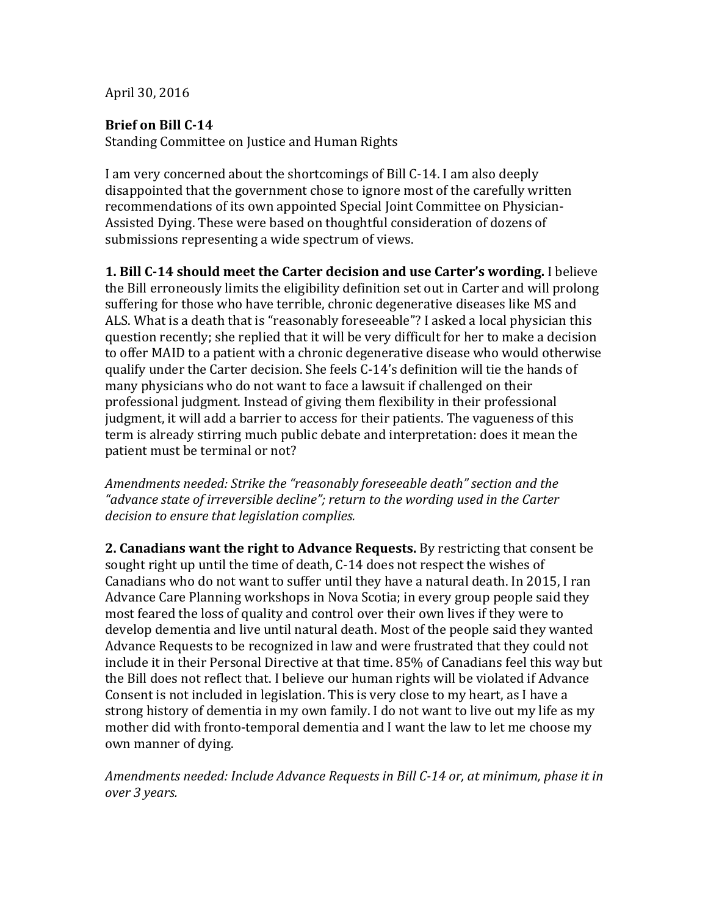April 30, 2016

**Brief on Bill C-14**
Standing Committee on Justice and Human Rights

I am very concerned about the shortcomings of Bill C-14. I am also deeply disappointed that the government chose to ignore most of the carefully written recommendations of its own appointed Special Joint Committee on Physician-Assisted Dying. These were based on thoughtful consideration of dozens of submissions representing a wide spectrum of views.

**1. Bill C-14 should meet the Carter decision and use Carter's wording.** I believe the Bill erroneously limits the eligibility definition set out in Carter and will prolong suffering for those who have terrible, chronic degenerative diseases like MS and ALS. What is a death that is "reasonably foreseeable"? I asked a local physician this question recently; she replied that it will be very difficult for her to make a decision to offer MAID to a patient with a chronic degenerative disease who would otherwise qualify under the Carter decision. She feels C-14's definition will tie the hands of many physicians who do not want to face a lawsuit if challenged on their professional judgment. Instead of giving them flexibility in their professional judgment, it will add a barrier to access for their patients. The vagueness of this term is already stirring much public debate and interpretation: does it mean the patient must be terminal or not?

*Amendments needed: Strike the "reasonably foreseeable death" section and the "advance state of irreversible decline"; return to the wording used in the Carter decision to ensure that legislation complies.*

**2. Canadians want the right to Advance Requests.** By restricting that consent be sought right up until the time of death, C-14 does not respect the wishes of Canadians who do not want to suffer until they have a natural death. In 2015, I ran Advance Care Planning workshops in Nova Scotia; in every group people said they most feared the loss of quality and control over their own lives if they were to develop dementia and live until natural death. Most of the people said they wanted Advance Requests to be recognized in law and were frustrated that they could not include it in their Personal Directive at that time. 85% of Canadians feel this way but the Bill does not reflect that. I believe our human rights will be violated if Advance Consent is not included in legislation. This is very close to my heart, as I have a strong history of dementia in my own family. I do not want to live out my life as my mother did with fronto-temporal dementia and I want the law to let me choose my own manner of dying.

*Amendments needed: Include Advance Requests in Bill C-14 or, at minimum, phase it in over 3 years.*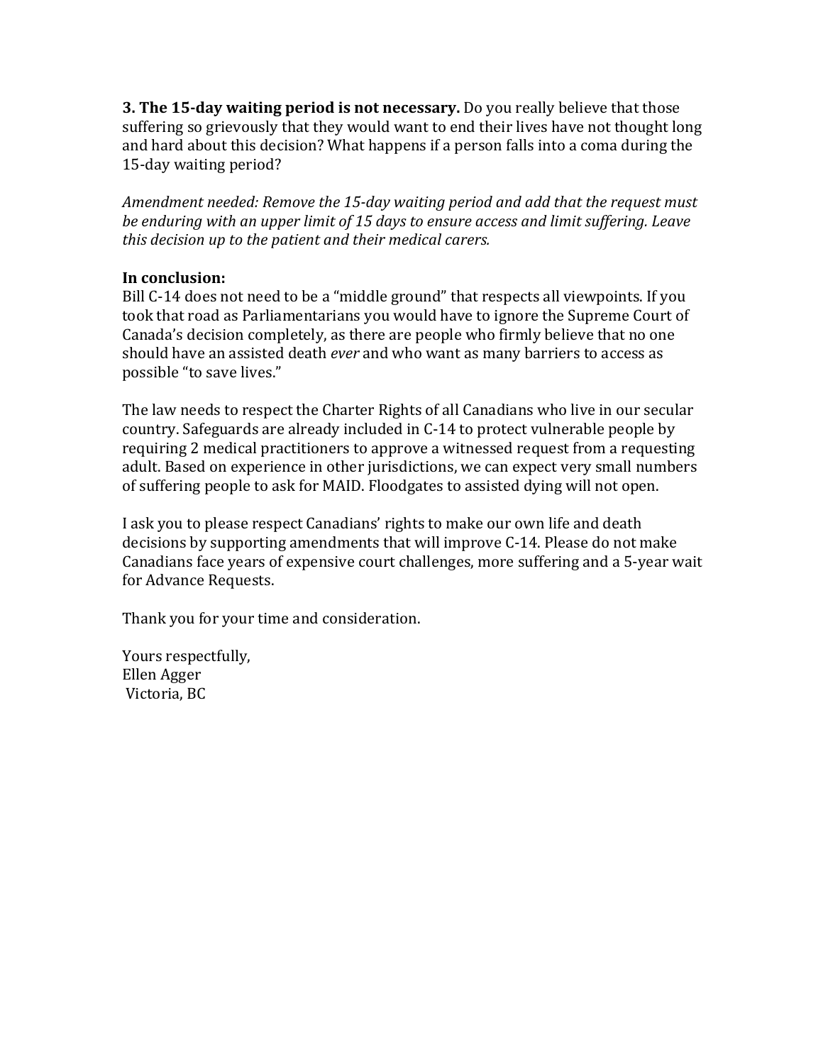**3. The 15-day waiting period is not necessary.** Do you really believe that those suffering so grievously that they would want to end their lives have not thought long and hard about this decision? What happens if a person falls into a coma during the 15-day waiting period?

*Amendment needed: Remove the 15-day waiting period and add that the request must be enduring with an upper limit of 15 days to ensure access and limit suffering. Leave this decision up to the patient and their medical carers.*

**In conclusion:**
Bill C-14 does not need to be a "middle ground" that respects all viewpoints. If you took that road as Parliamentarians you would have to ignore the Supreme Court of Canada's decision completely, as there are people who firmly believe that no one should have an assisted death *ever* and who want as many barriers to access as possible "to save lives."

The law needs to respect the Charter Rights of all Canadians who live in our secular country. Safeguards are already included in C-14 to protect vulnerable people by requiring 2 medical practitioners to approve a witnessed request from a requesting adult. Based on experience in other jurisdictions, we can expect very small numbers of suffering people to ask for MAID. Floodgates to assisted dying will not open.

I ask you to please respect Canadians' rights to make our own life and death decisions by supporting amendments that will improve C-14. Please do not make Canadians face years of expensive court challenges, more suffering and a 5-year wait for Advance Requests.

Thank you for your time and consideration.

Yours respectfully,
Ellen Agger
Victoria, BC